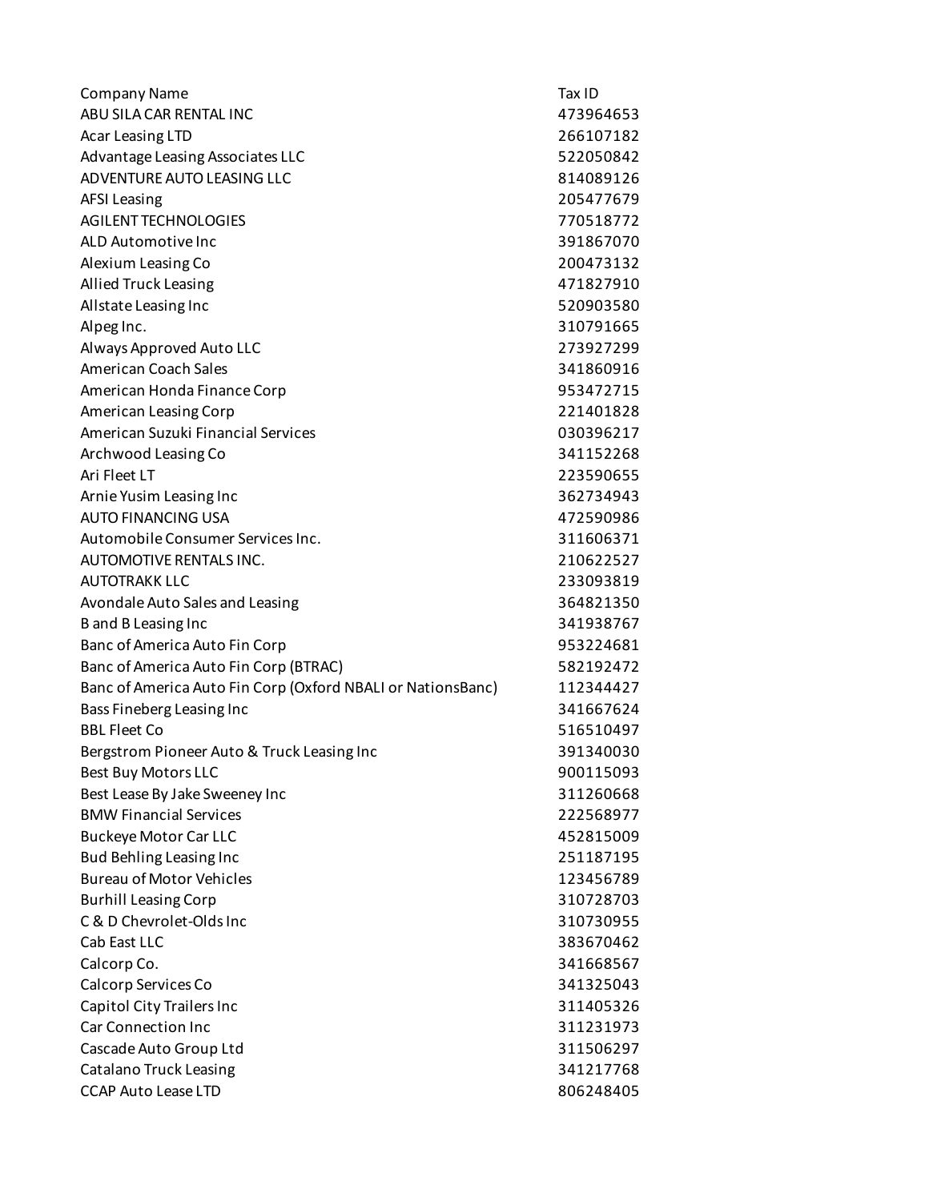| Company Name | Tax ID |
| --- | --- |
| ABU SILA CAR RENTAL INC | 473964653 |
| Acar Leasing LTD | 266107182 |
| Advantage Leasing Associates LLC | 522050842 |
| ADVENTURE AUTO LEASING LLC | 814089126 |
| AFSI Leasing | 205477679 |
| AGILENT TECHNOLOGIES | 770518772 |
| ALD Automotive Inc | 391867070 |
| Alexium Leasing Co | 200473132 |
| Allied Truck Leasing | 471827910 |
| Allstate Leasing Inc | 520903580 |
| Alpeg Inc. | 310791665 |
| Always Approved Auto LLC | 273927299 |
| American Coach Sales | 341860916 |
| American Honda Finance Corp | 953472715 |
| American Leasing Corp | 221401828 |
| American Suzuki Financial Services | 030396217 |
| Archwood Leasing Co | 341152268 |
| Ari Fleet LT | 223590655 |
| Arnie Yusim Leasing Inc | 362734943 |
| AUTO FINANCING USA | 472590986 |
| Automobile Consumer Services Inc. | 311606371 |
| AUTOMOTIVE RENTALS INC. | 210622527 |
| AUTOTRAKK LLC | 233093819 |
| Avondale Auto Sales and Leasing | 364821350 |
| B and B Leasing Inc | 341938767 |
| Banc of America Auto Fin Corp | 953224681 |
| Banc of America Auto Fin Corp (BTRAC) | 582192472 |
| Banc of America Auto Fin Corp (Oxford NBALI or NationsBanc) | 112344427 |
| Bass Fineberg Leasing Inc | 341667624 |
| BBL Fleet Co | 516510497 |
| Bergstrom Pioneer Auto & Truck Leasing Inc | 391340030 |
| Best Buy Motors LLC | 900115093 |
| Best Lease By Jake Sweeney Inc | 311260668 |
| BMW Financial Services | 222568977 |
| Buckeye Motor Car LLC | 452815009 |
| Bud Behling Leasing Inc | 251187195 |
| Bureau of Motor Vehicles | 123456789 |
| Burhill Leasing Corp | 310728703 |
| C & D Chevrolet-Olds Inc | 310730955 |
| Cab East LLC | 383670462 |
| Calcorp Co. | 341668567 |
| Calcorp Services Co | 341325043 |
| Capitol City Trailers Inc | 311405326 |
| Car Connection Inc | 311231973 |
| Cascade Auto Group Ltd | 311506297 |
| Catalano Truck Leasing | 341217768 |
| CCAP Auto Lease LTD | 806248405 |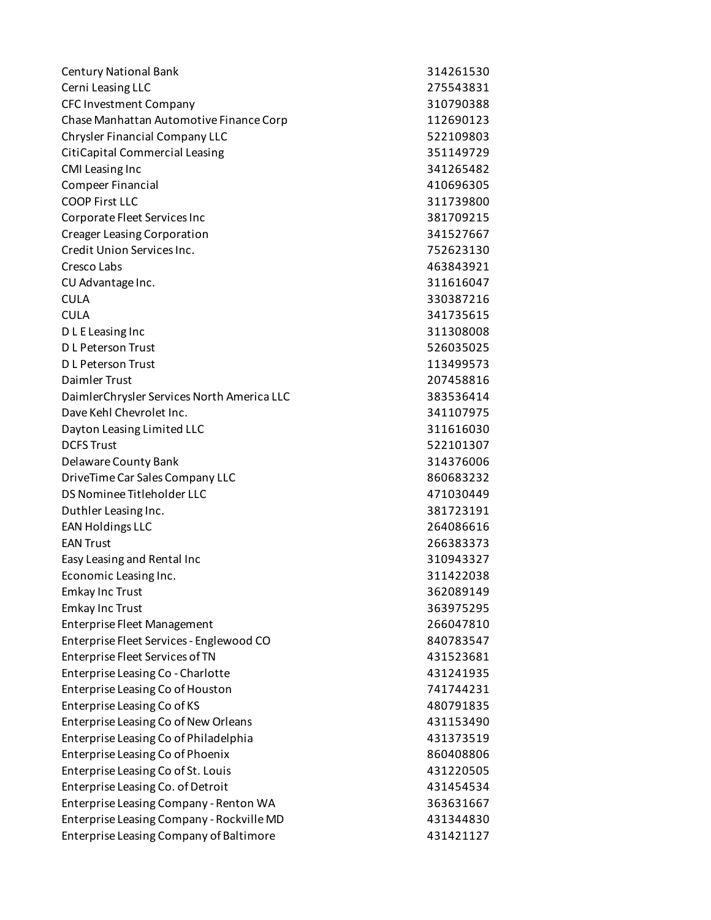| | |
|---|---|
| Century National Bank | 314261530 |
| Cerni Leasing LLC | 275543831 |
| CFC Investment Company | 310790388 |
| Chase Manhattan Automotive Finance Corp | 112690123 |
| Chrysler Financial Company LLC | 522109803 |
| CitiCapital Commercial Leasing | 351149729 |
| CMI Leasing Inc | 341265482 |
| Compeer Financial | 410696305 |
| COOP First LLC | 311739800 |
| Corporate Fleet Services Inc | 381709215 |
| Creager Leasing Corporation | 341527667 |
| Credit Union Services Inc. | 752623130 |
| Cresco Labs | 463843921 |
| CU Advantage Inc. | 311616047 |
| CULA | 330387216 |
| CULA | 341735615 |
| D L E Leasing Inc | 311308008 |
| D L Peterson Trust | 526035025 |
| D L Peterson Trust | 113499573 |
| Daimler Trust | 207458816 |
| DaimlerChrysler Services North America LLC | 383536414 |
| Dave Kehl Chevrolet Inc. | 341107975 |
| Dayton Leasing Limited LLC | 311616030 |
| DCFS Trust | 522101307 |
| Delaware County Bank | 314376006 |
| DriveTime Car Sales Company LLC | 860683232 |
| DS Nominee Titleholder LLC | 471030449 |
| Duthler Leasing Inc. | 381723191 |
| EAN Holdings LLC | 264086616 |
| EAN Trust | 266383373 |
| Easy Leasing and Rental Inc | 310943327 |
| Economic Leasing Inc. | 311422038 |
| Emkay Inc Trust | 362089149 |
| Emkay Inc Trust | 363975295 |
| Enterprise Fleet Management | 266047810 |
| Enterprise Fleet Services - Englewood CO | 840783547 |
| Enterprise Fleet Services of TN | 431523681 |
| Enterprise Leasing Co - Charlotte | 431241935 |
| Enterprise Leasing Co of Houston | 741744231 |
| Enterprise Leasing Co of KS | 480791835 |
| Enterprise Leasing Co of New Orleans | 431153490 |
| Enterprise Leasing Co of Philadelphia | 431373519 |
| Enterprise Leasing Co of Phoenix | 860408806 |
| Enterprise Leasing Co of St. Louis | 431220505 |
| Enterprise Leasing Co. of Detroit | 431454534 |
| Enterprise Leasing Company - Renton WA | 363631667 |
| Enterprise Leasing Company - Rockville MD | 431344830 |
| Enterprise Leasing Company of Baltimore | 431421127 |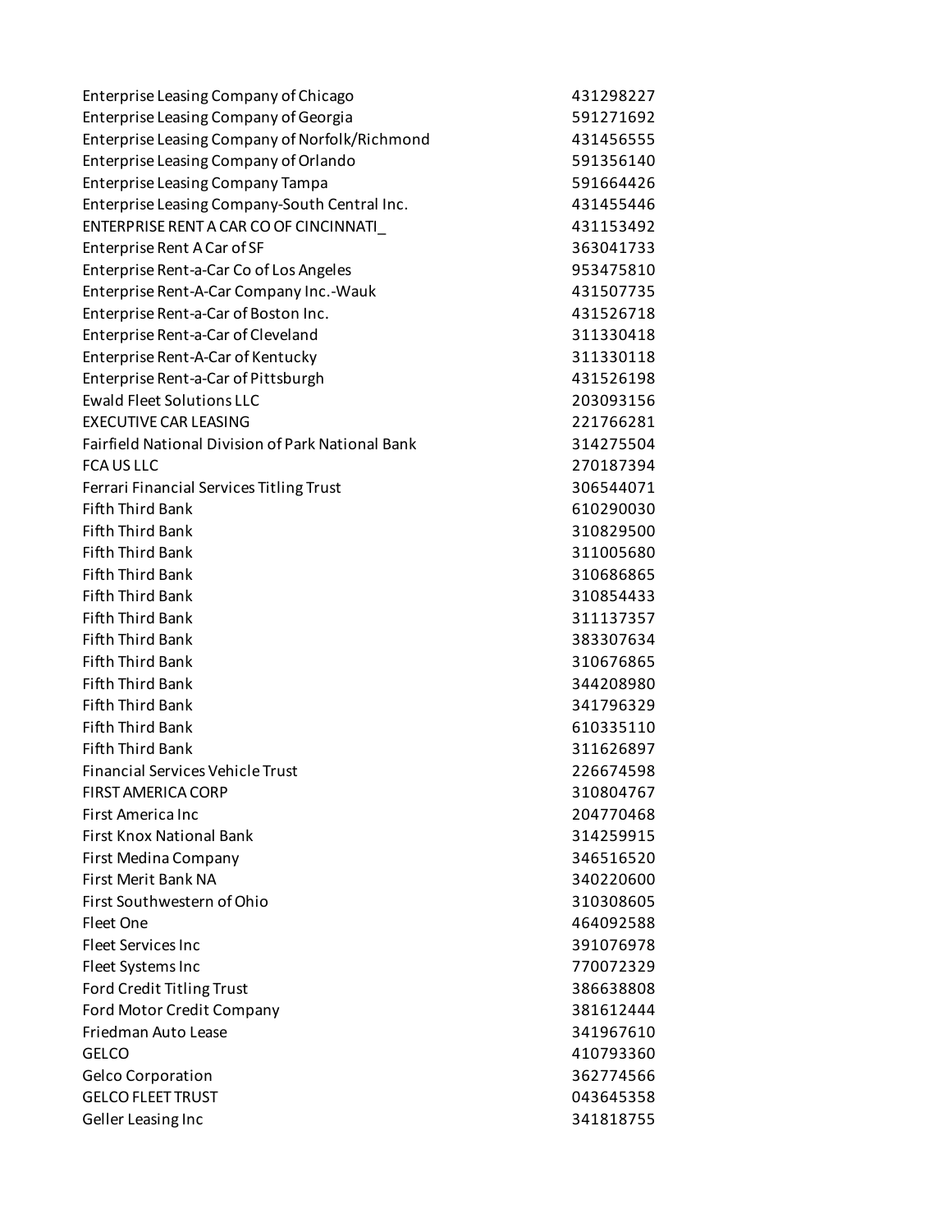| | |
|---|---|
| Enterprise Leasing Company of Chicago | 431298227 |
| Enterprise Leasing Company of Georgia | 591271692 |
| Enterprise Leasing Company of Norfolk/Richmond | 431456555 |
| Enterprise Leasing Company of Orlando | 591356140 |
| Enterprise Leasing Company Tampa | 591664426 |
| Enterprise Leasing Company-South Central Inc. | 431455446 |
| ENTERPRISE RENT A CAR CO OF CINCINNATI_ | 431153492 |
| Enterprise Rent A Car of SF | 363041733 |
| Enterprise Rent-a-Car Co of Los Angeles | 953475810 |
| Enterprise Rent-A-Car Company Inc.-Wauk | 431507735 |
| Enterprise Rent-a-Car of Boston Inc. | 431526718 |
| Enterprise Rent-a-Car of Cleveland | 311330418 |
| Enterprise Rent-A-Car of Kentucky | 311330118 |
| Enterprise Rent-a-Car of Pittsburgh | 431526198 |
| Ewald Fleet Solutions LLC | 203093156 |
| EXECUTIVE CAR LEASING | 221766281 |
| Fairfield National Division of Park National Bank | 314275504 |
| FCA US LLC | 270187394 |
| Ferrari Financial Services Titling Trust | 306544071 |
| Fifth Third Bank | 610290030 |
| Fifth Third Bank | 310829500 |
| Fifth Third Bank | 311005680 |
| Fifth Third Bank | 310686865 |
| Fifth Third Bank | 310854433 |
| Fifth Third Bank | 311137357 |
| Fifth Third Bank | 383307634 |
| Fifth Third Bank | 310676865 |
| Fifth Third Bank | 344208980 |
| Fifth Third Bank | 341796329 |
| Fifth Third Bank | 610335110 |
| Fifth Third Bank | 311626897 |
| Financial Services Vehicle Trust | 226674598 |
| FIRST AMERICA CORP | 310804767 |
| First America Inc | 204770468 |
| First Knox National Bank | 314259915 |
| First Medina Company | 346516520 |
| First Merit Bank NA | 340220600 |
| First Southwestern of Ohio | 310308605 |
| Fleet One | 464092588 |
| Fleet Services Inc | 391076978 |
| Fleet Systems Inc | 770072329 |
| Ford Credit Titling Trust | 386638808 |
| Ford Motor Credit Company | 381612444 |
| Friedman Auto Lease | 341967610 |
| GELCO | 410793360 |
| Gelco Corporation | 362774566 |
| GELCO FLEET TRUST | 043645358 |
| Geller Leasing Inc | 341818755 |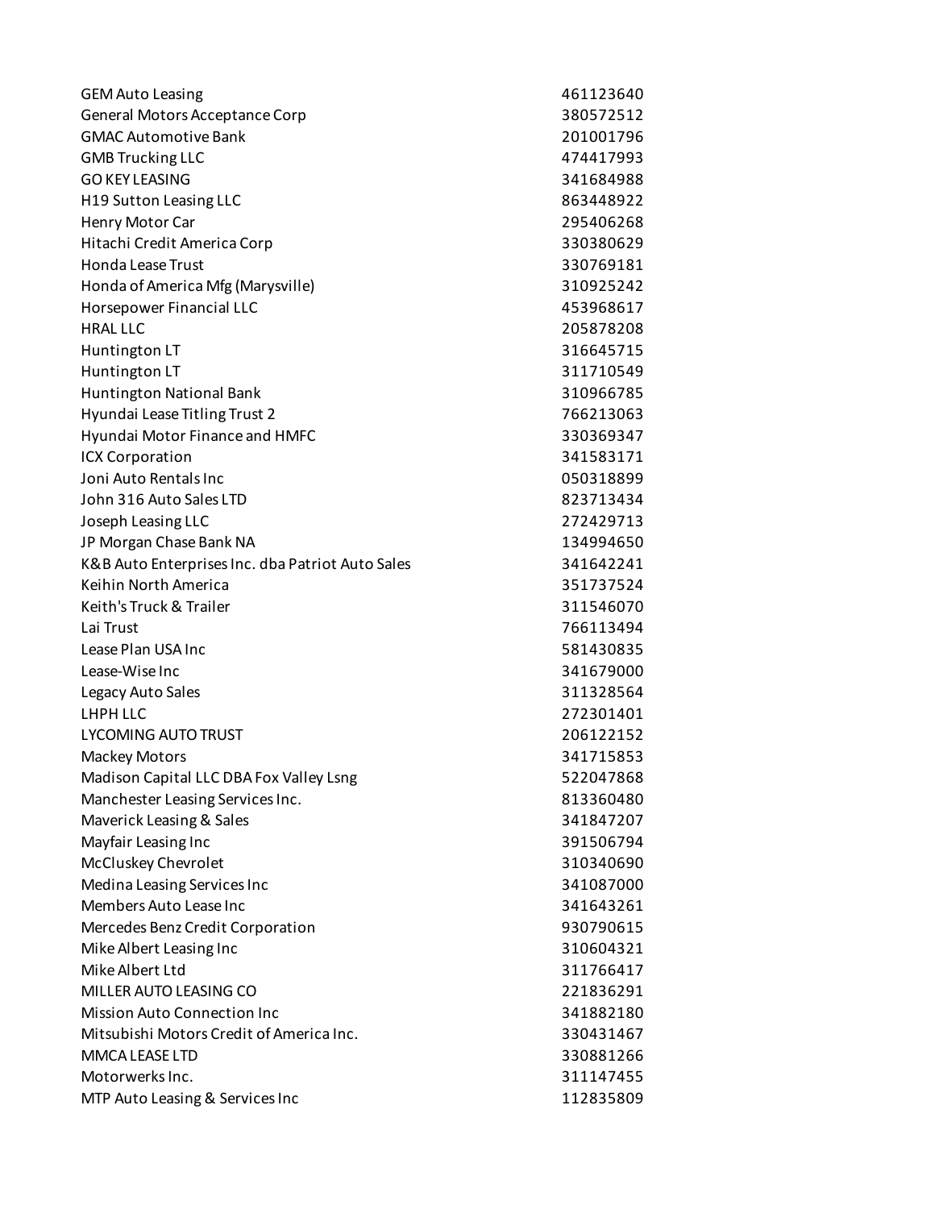| | |
|---|---|
| GEM Auto Leasing | 461123640 |
| General Motors Acceptance Corp | 380572512 |
| GMAC Automotive Bank | 201001796 |
| GMB Trucking LLC | 474417993 |
| GO KEY LEASING | 341684988 |
| H19 Sutton Leasing LLC | 863448922 |
| Henry Motor Car | 295406268 |
| Hitachi Credit America Corp | 330380629 |
| Honda Lease Trust | 330769181 |
| Honda of America Mfg (Marysville) | 310925242 |
| Horsepower Financial LLC | 453968617 |
| HRAL LLC | 205878208 |
| Huntington LT | 316645715 |
| Huntington LT | 311710549 |
| Huntington National Bank | 310966785 |
| Hyundai Lease Titling Trust 2 | 766213063 |
| Hyundai Motor Finance and HMFC | 330369347 |
| ICX Corporation | 341583171 |
| Joni Auto Rentals Inc | 050318899 |
| John 316 Auto Sales LTD | 823713434 |
| Joseph Leasing LLC | 272429713 |
| JP Morgan Chase Bank NA | 134994650 |
| K&B Auto Enterprises Inc. dba Patriot Auto Sales | 341642241 |
| Keihin North America | 351737524 |
| Keith's Truck & Trailer | 311546070 |
| Lai Trust | 766113494 |
| Lease Plan USA Inc | 581430835 |
| Lease-Wise Inc | 341679000 |
| Legacy Auto Sales | 311328564 |
| LHPH LLC | 272301401 |
| LYCOMING AUTO TRUST | 206122152 |
| Mackey Motors | 341715853 |
| Madison Capital LLC DBA Fox Valley Lsng | 522047868 |
| Manchester Leasing Services Inc. | 813360480 |
| Maverick Leasing & Sales | 341847207 |
| Mayfair Leasing Inc | 391506794 |
| McCluskey Chevrolet | 310340690 |
| Medina Leasing Services Inc | 341087000 |
| Members Auto Lease Inc | 341643261 |
| Mercedes Benz Credit Corporation | 930790615 |
| Mike Albert Leasing Inc | 310604321 |
| Mike Albert Ltd | 311766417 |
| MILLER AUTO LEASING CO | 221836291 |
| Mission Auto Connection Inc | 341882180 |
| Mitsubishi Motors Credit of America Inc. | 330431467 |
| MMCA LEASE LTD | 330881266 |
| Motorwerks Inc. | 311147455 |
| MTP Auto Leasing & Services Inc | 112835809 |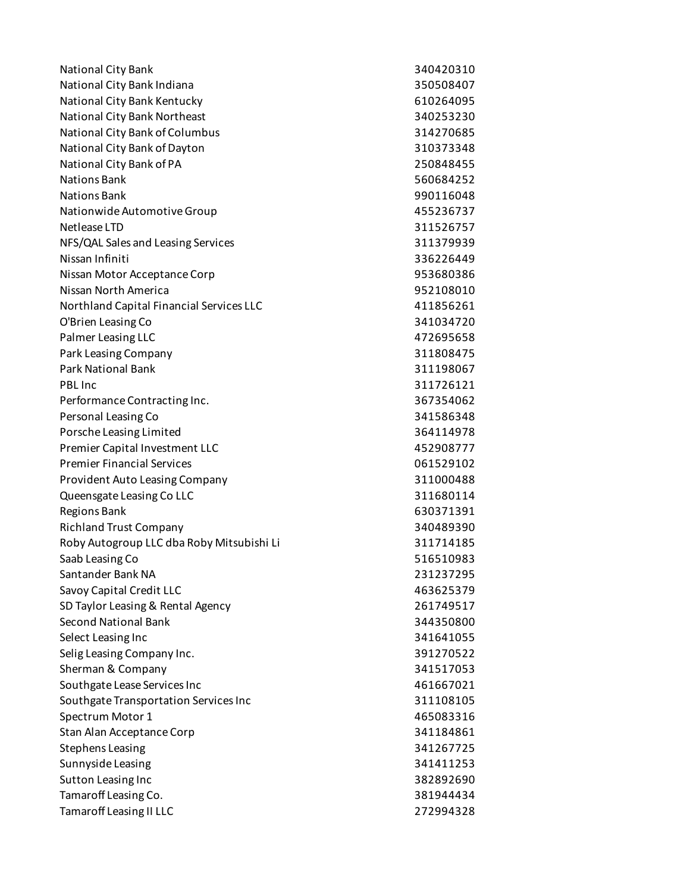| | |
|---|---|
| National City Bank | 340420310 |
| National City Bank Indiana | 350508407 |
| National City Bank Kentucky | 610264095 |
| National City Bank Northeast | 340253230 |
| National City Bank of Columbus | 314270685 |
| National City Bank of Dayton | 310373348 |
| National City Bank of PA | 250848455 |
| Nations Bank | 560684252 |
| Nations Bank | 990116048 |
| Nationwide Automotive Group | 455236737 |
| Netlease LTD | 311526757 |
| NFS/QAL Sales and Leasing Services | 311379939 |
| Nissan Infiniti | 336226449 |
| Nissan Motor Acceptance Corp | 953680386 |
| Nissan North America | 952108010 |
| Northland Capital Financial Services LLC | 411856261 |
| O'Brien Leasing Co | 341034720 |
| Palmer Leasing LLC | 472695658 |
| Park Leasing Company | 311808475 |
| Park National Bank | 311198067 |
| PBL Inc | 311726121 |
| Performance Contracting Inc. | 367354062 |
| Personal Leasing Co | 341586348 |
| Porsche Leasing Limited | 364114978 |
| Premier Capital Investment LLC | 452908777 |
| Premier Financial Services | 061529102 |
| Provident Auto Leasing Company | 311000488 |
| Queensgate Leasing Co LLC | 311680114 |
| Regions Bank | 630371391 |
| Richland Trust Company | 340489390 |
| Roby Autogroup LLC dba Roby Mitsubishi Li | 311714185 |
| Saab Leasing Co | 516510983 |
| Santander Bank NA | 231237295 |
| Savoy Capital Credit LLC | 463625379 |
| SD Taylor Leasing & Rental Agency | 261749517 |
| Second National Bank | 344350800 |
| Select Leasing Inc | 341641055 |
| Selig Leasing Company Inc. | 391270522 |
| Sherman & Company | 341517053 |
| Southgate Lease Services Inc | 461667021 |
| Southgate Transportation Services Inc | 311108105 |
| Spectrum Motor 1 | 465083316 |
| Stan Alan Acceptance Corp | 341184861 |
| Stephens Leasing | 341267725 |
| Sunnyside Leasing | 341411253 |
| Sutton Leasing Inc | 382892690 |
| Tamaroff Leasing Co. | 381944434 |
| Tamaroff Leasing II LLC | 272994328 |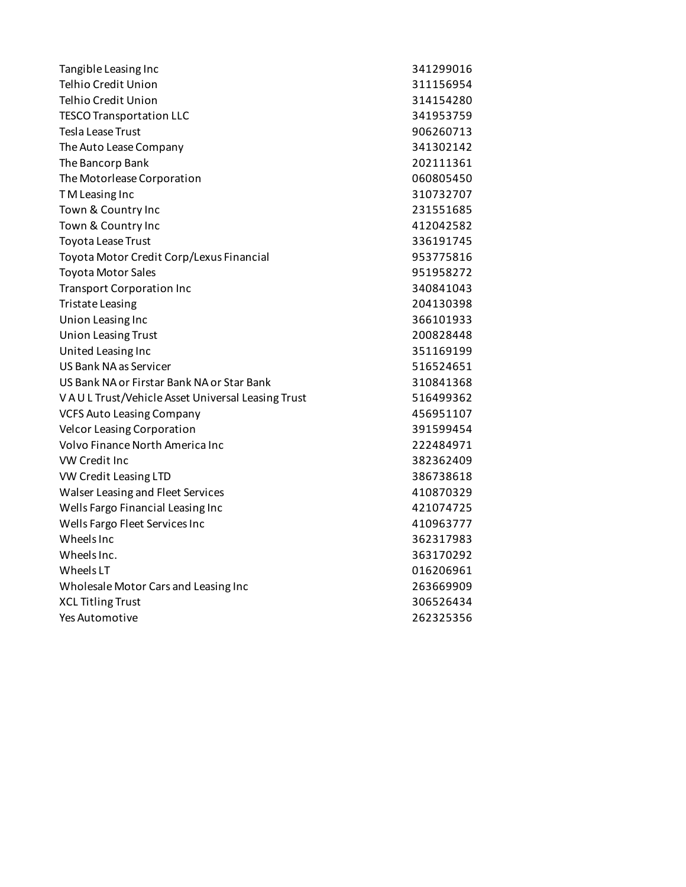| | |
|---|---|
| Tangible Leasing Inc | 341299016 |
| Telhio Credit Union | 311156954 |
| Telhio Credit Union | 314154280 |
| TESCO Transportation LLC | 341953759 |
| Tesla Lease Trust | 906260713 |
| The Auto Lease Company | 341302142 |
| The Bancorp Bank | 202111361 |
| The Motorlease Corporation | 060805450 |
| T M Leasing Inc | 310732707 |
| Town & Country Inc | 231551685 |
| Town & Country Inc | 412042582 |
| Toyota Lease Trust | 336191745 |
| Toyota Motor Credit Corp/Lexus Financial | 953775816 |
| Toyota Motor Sales | 951958272 |
| Transport Corporation Inc | 340841043 |
| Tristate Leasing | 204130398 |
| Union Leasing Inc | 366101933 |
| Union Leasing Trust | 200828448 |
| United Leasing Inc | 351169199 |
| US Bank NA as Servicer | 516524651 |
| US Bank NA or Firstar Bank NA or Star Bank | 310841368 |
| V A U L Trust/Vehicle Asset Universal Leasing Trust | 516499362 |
| VCFS Auto Leasing Company | 456951107 |
| Velcor Leasing Corporation | 391599454 |
| Volvo Finance North America Inc | 222484971 |
| VW Credit Inc | 382362409 |
| VW Credit Leasing LTD | 386738618 |
| Walser Leasing and Fleet Services | 410870329 |
| Wells Fargo Financial Leasing Inc | 421074725 |
| Wells Fargo Fleet Services Inc | 410963777 |
| Wheels Inc | 362317983 |
| Wheels Inc. | 363170292 |
| Wheels LT | 016206961 |
| Wholesale Motor Cars and Leasing Inc | 263669909 |
| XCL Titling Trust | 306526434 |
| Yes Automotive | 262325356 |